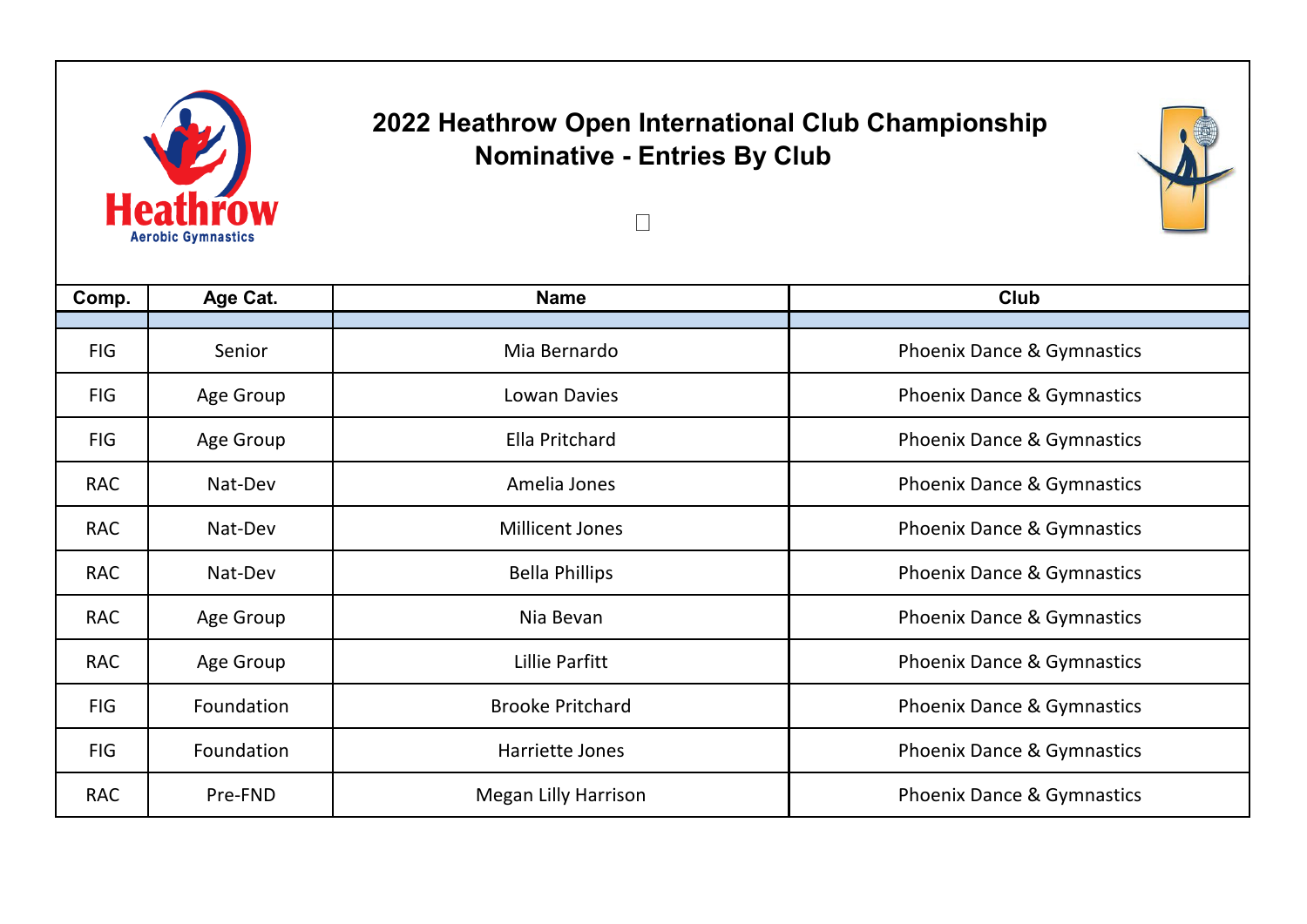# 2022 Heathrow Open International Club Championship

## Nominative - Entries By Club

| Comp. | Age Cat. | Name | Club |
|---|---|---|---|
| | | | |
| FIG | Senior | Mia Bernardo | Phoenix Dance & Gymnastics |
| FIG | Age Group | Lowan Davies | Phoenix Dance & Gymnastics |
| FIG | Age Group | Ella Pritchard | Phoenix Dance & Gymnastics |
| RAC | Nat-Dev | Amelia Jones | Phoenix Dance & Gymnastics |
| RAC | Nat-Dev | Millicent Jones | Phoenix Dance & Gymnastics |
| RAC | Nat-Dev | Bella Phillips | Phoenix Dance & Gymnastics |
| RAC | Age Group | Nia Bevan | Phoenix Dance & Gymnastics |
| RAC | Age Group | Lillie Parfitt | Phoenix Dance & Gymnastics |
| FIG | Foundation | Brooke Pritchard | Phoenix Dance & Gymnastics |
| FIG | Foundation | Harriette Jones | Phoenix Dance & Gymnastics |
| RAC | Pre-FND | Megan Lilly Harrison | Phoenix Dance & Gymnastics |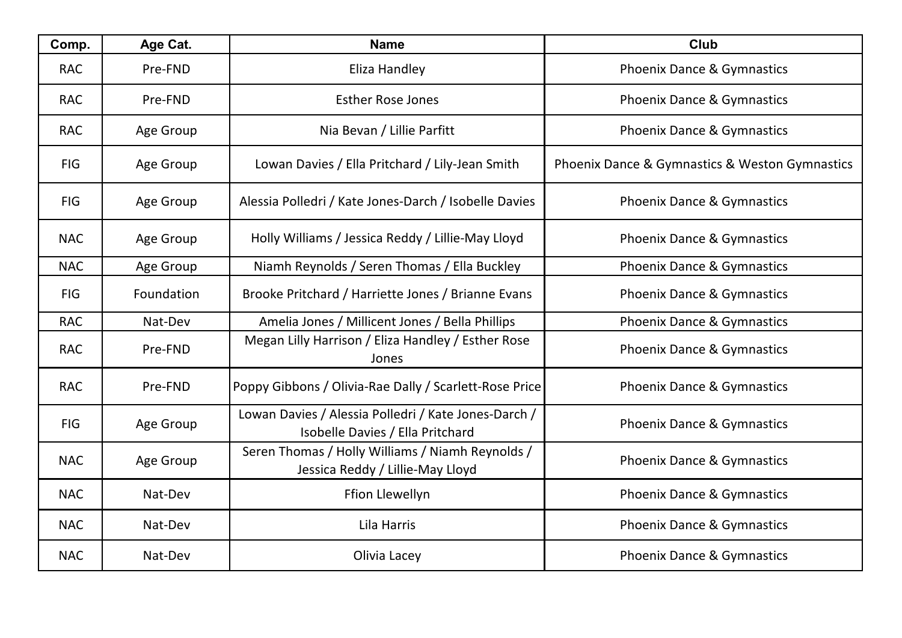| Comp. | Age Cat. | Name | Club |
|---|---|---|---|
| RAC | Pre-FND | Eliza Handley | Phoenix Dance & Gymnastics |
| RAC | Pre-FND | Esther Rose Jones | Phoenix Dance & Gymnastics |
| RAC | Age Group | Nia Bevan / Lillie Parfitt | Phoenix Dance & Gymnastics |
| FIG | Age Group | Lowan Davies / Ella Pritchard / Lily-Jean Smith | Phoenix Dance & Gymnastics & Weston Gymnastics |
| FIG | Age Group | Alessia Polledri / Kate Jones-Darch / Isobelle Davies | Phoenix Dance & Gymnastics |
| NAC | Age Group | Holly Williams / Jessica Reddy / Lillie-May Lloyd | Phoenix Dance & Gymnastics |
| NAC | Age Group | Niamh Reynolds / Seren Thomas / Ella Buckley | Phoenix Dance & Gymnastics |
| FIG | Foundation | Brooke Pritchard / Harriette Jones / Brianne Evans | Phoenix Dance & Gymnastics |
| RAC | Nat-Dev | Amelia Jones / Millicent Jones / Bella Phillips | Phoenix Dance & Gymnastics |
| RAC | Pre-FND | Megan Lilly Harrison / Eliza Handley / Esther Rose Jones | Phoenix Dance & Gymnastics |
| RAC | Pre-FND | Poppy Gibbons / Olivia-Rae Dally / Scarlett-Rose Price | Phoenix Dance & Gymnastics |
| FIG | Age Group | Lowan Davies / Alessia Polledri / Kate Jones-Darch / Isobelle Davies / Ella Pritchard | Phoenix Dance & Gymnastics |
| NAC | Age Group | Seren Thomas / Holly Williams / Niamh Reynolds / Jessica Reddy / Lillie-May Lloyd | Phoenix Dance & Gymnastics |
| NAC | Nat-Dev | Ffion Llewellyn | Phoenix Dance & Gymnastics |
| NAC | Nat-Dev | Lila Harris | Phoenix Dance & Gymnastics |
| NAC | Nat-Dev | Olivia Lacey | Phoenix Dance & Gymnastics |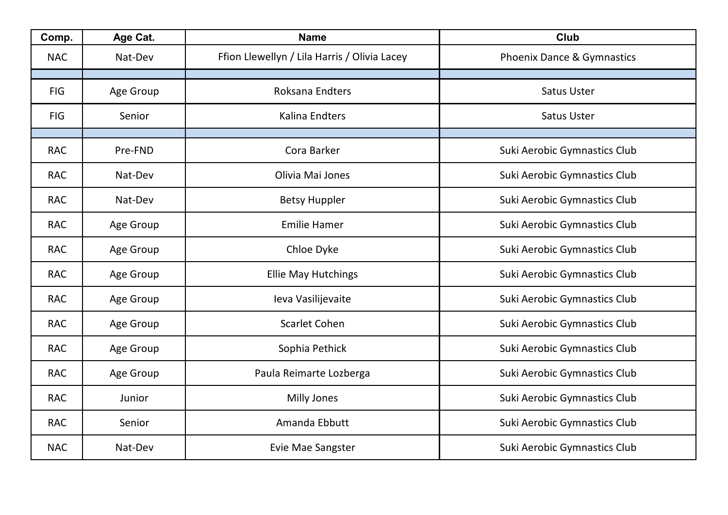| Comp. | Age Cat. | Name | Club |
|---|---|---|---|
| NAC | Nat-Dev | Ffion Llewellyn / Lila Harris / Olivia Lacey | Phoenix Dance & Gymnastics |
| | | | |
| FIG | Age Group | Roksana Endters | Satus Uster |
| FIG | Senior | Kalina Endters | Satus Uster |
| | | | |
| RAC | Pre-FND | Cora Barker | Suki Aerobic Gymnastics Club |
| RAC | Nat-Dev | Olivia Mai Jones | Suki Aerobic Gymnastics Club |
| RAC | Nat-Dev | Betsy Huppler | Suki Aerobic Gymnastics Club |
| RAC | Age Group | Emilie Hamer | Suki Aerobic Gymnastics Club |
| RAC | Age Group | Chloe Dyke | Suki Aerobic Gymnastics Club |
| RAC | Age Group | Ellie May Hutchings | Suki Aerobic Gymnastics Club |
| RAC | Age Group | Ieva Vasilijevaite | Suki Aerobic Gymnastics Club |
| RAC | Age Group | Scarlet Cohen | Suki Aerobic Gymnastics Club |
| RAC | Age Group | Sophia Pethick | Suki Aerobic Gymnastics Club |
| RAC | Age Group | Paula Reimarte Lozberga | Suki Aerobic Gymnastics Club |
| RAC | Junior | Milly Jones | Suki Aerobic Gymnastics Club |
| RAC | Senior | Amanda Ebbutt | Suki Aerobic Gymnastics Club |
| NAC | Nat-Dev | Evie Mae Sangster | Suki Aerobic Gymnastics Club |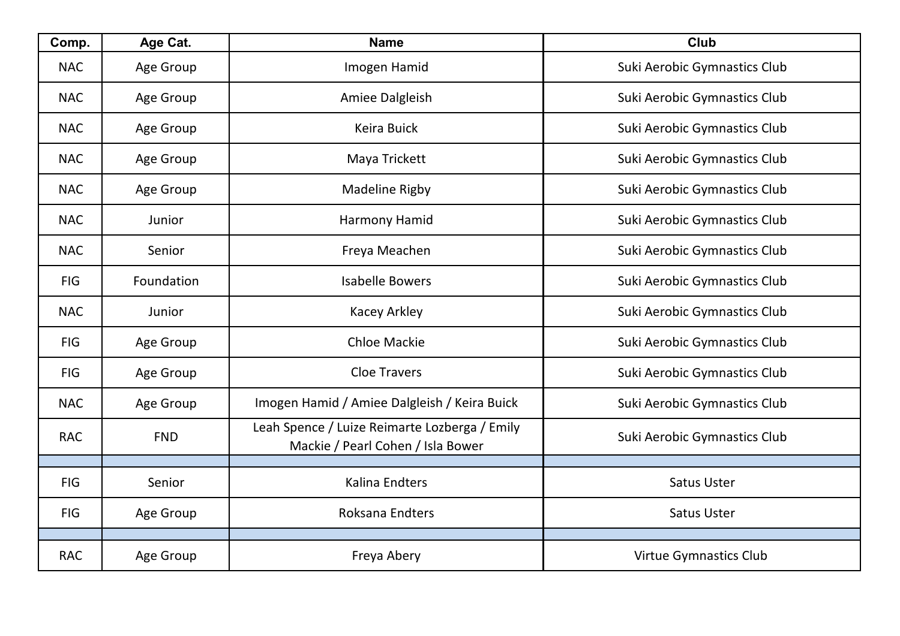| Comp. | Age Cat. | Name | Club |
|---|---|---|---|
| NAC | Age Group | Imogen Hamid | Suki Aerobic Gymnastics Club |
| NAC | Age Group | Amiee Dalgleish | Suki Aerobic Gymnastics Club |
| NAC | Age Group | Keira Buick | Suki Aerobic Gymnastics Club |
| NAC | Age Group | Maya Trickett | Suki Aerobic Gymnastics Club |
| NAC | Age Group | Madeline Rigby | Suki Aerobic Gymnastics Club |
| NAC | Junior | Harmony Hamid | Suki Aerobic Gymnastics Club |
| NAC | Senior | Freya Meachen | Suki Aerobic Gymnastics Club |
| FIG | Foundation | Isabelle Bowers | Suki Aerobic Gymnastics Club |
| NAC | Junior | Kacey Arkley | Suki Aerobic Gymnastics Club |
| FIG | Age Group | Chloe Mackie | Suki Aerobic Gymnastics Club |
| FIG | Age Group | Cloe Travers | Suki Aerobic Gymnastics Club |
| NAC | Age Group | Imogen Hamid / Amiee Dalgleish / Keira Buick | Suki Aerobic Gymnastics Club |
| RAC | FND | Leah Spence / Luize Reimarte Lozberga / Emily Mackie / Pearl Cohen / Isla Bower | Suki Aerobic Gymnastics Club |
| | | | |
| FIG | Senior | Kalina Endters | Satus Uster |
| FIG | Age Group | Roksana Endters | Satus Uster |
| | | | |
| RAC | Age Group | Freya Abery | Virtue Gymnastics Club |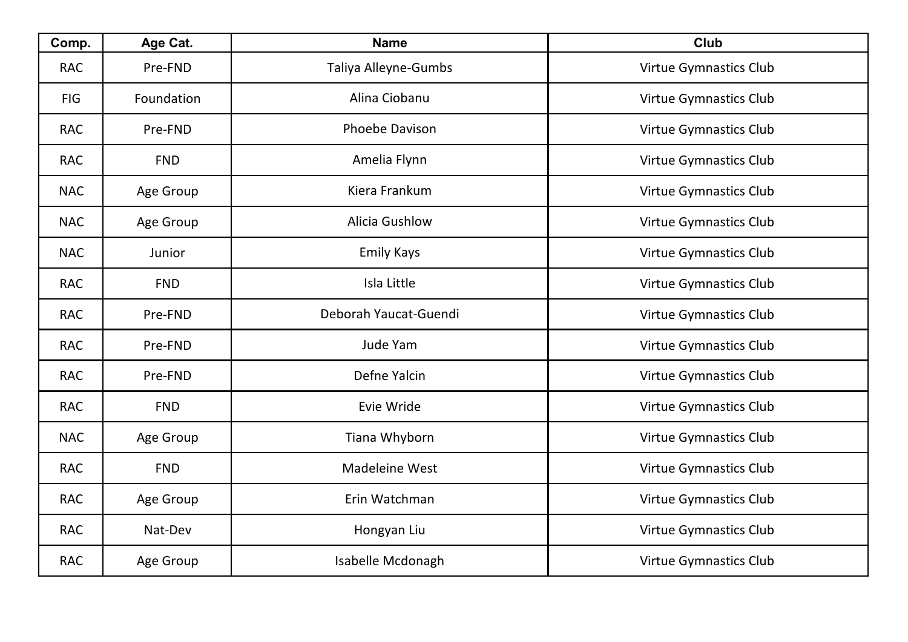| Comp. | Age Cat. | Name | Club |
|---|---|---|---|
| RAC | Pre-FND | Taliya Alleyne-Gumbs | Virtue Gymnastics Club |
| FIG | Foundation | Alina Ciobanu | Virtue Gymnastics Club |
| RAC | Pre-FND | Phoebe Davison | Virtue Gymnastics Club |
| RAC | FND | Amelia Flynn | Virtue Gymnastics Club |
| NAC | Age Group | Kiera Frankum | Virtue Gymnastics Club |
| NAC | Age Group | Alicia Gushlow | Virtue Gymnastics Club |
| NAC | Junior | Emily Kays | Virtue Gymnastics Club |
| RAC | FND | Isla Little | Virtue Gymnastics Club |
| RAC | Pre-FND | Deborah Yaucat-Guendi | Virtue Gymnastics Club |
| RAC | Pre-FND | Jude Yam | Virtue Gymnastics Club |
| RAC | Pre-FND | Defne Yalcin | Virtue Gymnastics Club |
| RAC | FND | Evie Wride | Virtue Gymnastics Club |
| NAC | Age Group | Tiana Whyborn | Virtue Gymnastics Club |
| RAC | FND | Madeleine West | Virtue Gymnastics Club |
| RAC | Age Group | Erin Watchman | Virtue Gymnastics Club |
| RAC | Nat-Dev | Hongyan Liu | Virtue Gymnastics Club |
| RAC | Age Group | Isabelle Mcdonagh | Virtue Gymnastics Club |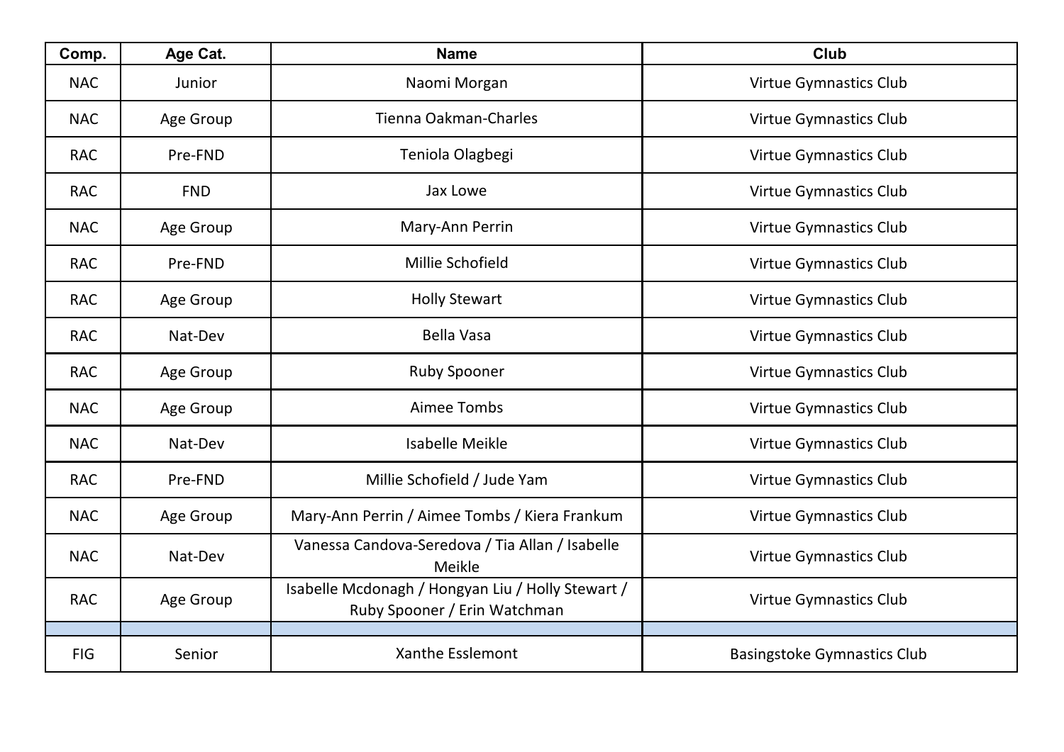| Comp. | Age Cat. | Name | Club |
|---|---|---|---|
| NAC | Junior | Naomi Morgan | Virtue Gymnastics Club |
| NAC | Age Group | Tienna Oakman-Charles | Virtue Gymnastics Club |
| RAC | Pre-FND | Teniola Olagbegi | Virtue Gymnastics Club |
| RAC | FND | Jax Lowe | Virtue Gymnastics Club |
| NAC | Age Group | Mary-Ann Perrin | Virtue Gymnastics Club |
| RAC | Pre-FND | Millie Schofield | Virtue Gymnastics Club |
| RAC | Age Group | Holly Stewart | Virtue Gymnastics Club |
| RAC | Nat-Dev | Bella Vasa | Virtue Gymnastics Club |
| RAC | Age Group | Ruby Spooner | Virtue Gymnastics Club |
| NAC | Age Group | Aimee Tombs | Virtue Gymnastics Club |
| NAC | Nat-Dev | Isabelle Meikle | Virtue Gymnastics Club |
| RAC | Pre-FND | Millie Schofield / Jude Yam | Virtue Gymnastics Club |
| NAC | Age Group | Mary-Ann Perrin / Aimee Tombs / Kiera Frankum | Virtue Gymnastics Club |
| NAC | Nat-Dev | Vanessa Candova-Seredova / Tia Allan / Isabelle Meikle | Virtue Gymnastics Club |
| RAC | Age Group | Isabelle Mcdonagh / Hongyan Liu / Holly Stewart / Ruby Spooner / Erin Watchman | Virtue Gymnastics Club |
| | | | |
| FIG | Senior | Xanthe Esslemont | Basingstoke Gymnastics Club |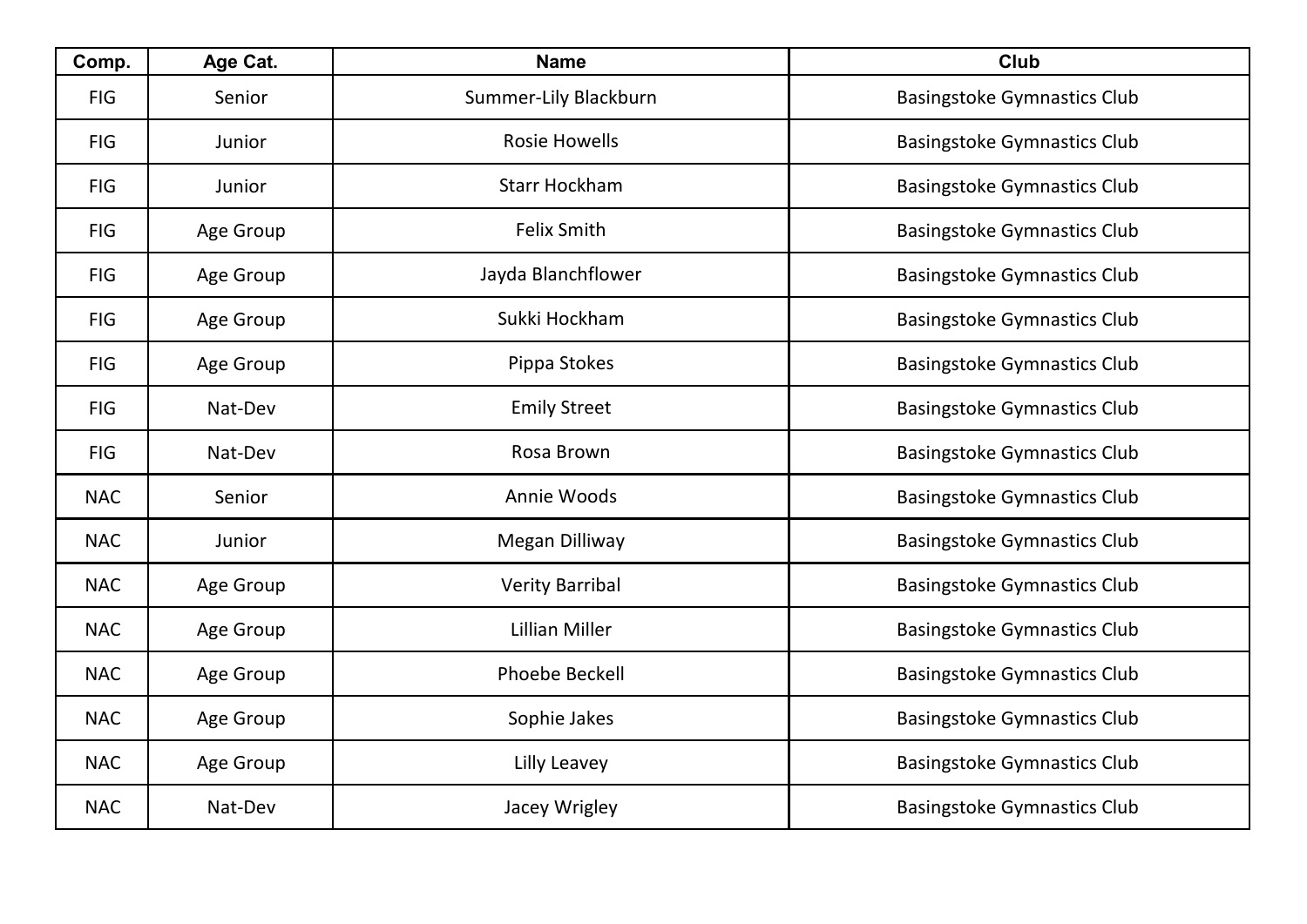| Comp. | Age Cat. | Name | Club |
|---|---|---|---|
| FIG | Senior | Summer-Lily Blackburn | Basingstoke Gymnastics Club |
| FIG | Junior | Rosie Howells | Basingstoke Gymnastics Club |
| FIG | Junior | Starr Hockham | Basingstoke Gymnastics Club |
| FIG | Age Group | Felix Smith | Basingstoke Gymnastics Club |
| FIG | Age Group | Jayda Blanchflower | Basingstoke Gymnastics Club |
| FIG | Age Group | Sukki Hockham | Basingstoke Gymnastics Club |
| FIG | Age Group | Pippa Stokes | Basingstoke Gymnastics Club |
| FIG | Nat-Dev | Emily Street | Basingstoke Gymnastics Club |
| FIG | Nat-Dev | Rosa Brown | Basingstoke Gymnastics Club |
| NAC | Senior | Annie Woods | Basingstoke Gymnastics Club |
| NAC | Junior | Megan Dilliway | Basingstoke Gymnastics Club |
| NAC | Age Group | Verity Barribal | Basingstoke Gymnastics Club |
| NAC | Age Group | Lillian Miller | Basingstoke Gymnastics Club |
| NAC | Age Group | Phoebe Beckell | Basingstoke Gymnastics Club |
| NAC | Age Group | Sophie Jakes | Basingstoke Gymnastics Club |
| NAC | Age Group | Lilly Leavey | Basingstoke Gymnastics Club |
| NAC | Nat-Dev | Jacey Wrigley | Basingstoke Gymnastics Club |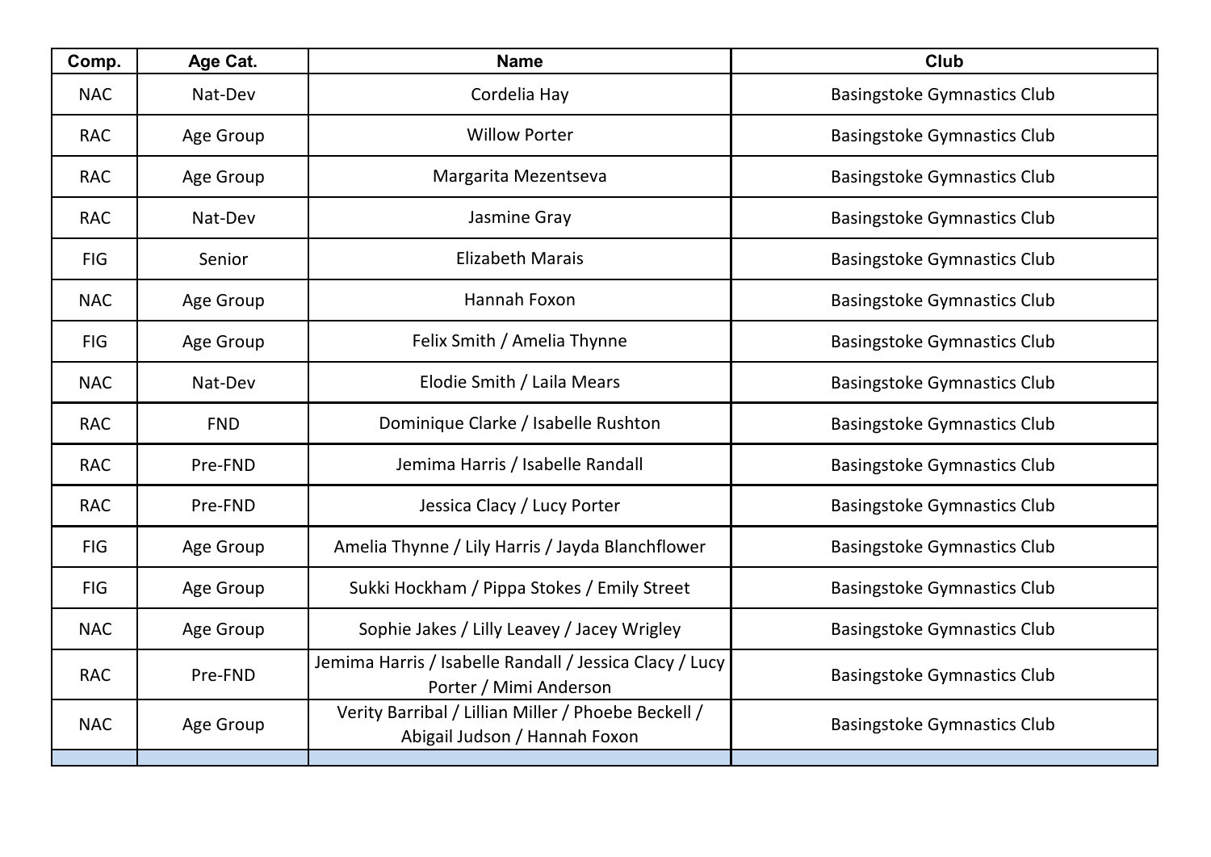| Comp. | Age Cat. | Name | Club |
|---|---|---|---|
| NAC | Nat-Dev | Cordelia Hay | Basingstoke Gymnastics Club |
| RAC | Age Group | Willow Porter | Basingstoke Gymnastics Club |
| RAC | Age Group | Margarita Mezentseva | Basingstoke Gymnastics Club |
| RAC | Nat-Dev | Jasmine Gray | Basingstoke Gymnastics Club |
| FIG | Senior | Elizabeth Marais | Basingstoke Gymnastics Club |
| NAC | Age Group | Hannah Foxon | Basingstoke Gymnastics Club |
| FIG | Age Group | Felix Smith / Amelia Thynne | Basingstoke Gymnastics Club |
| NAC | Nat-Dev | Elodie Smith / Laila Mears | Basingstoke Gymnastics Club |
| RAC | FND | Dominique Clarke / Isabelle Rushton | Basingstoke Gymnastics Club |
| RAC | Pre-FND | Jemima Harris / Isabelle Randall | Basingstoke Gymnastics Club |
| RAC | Pre-FND | Jessica Clacy / Lucy Porter | Basingstoke Gymnastics Club |
| FIG | Age Group | Amelia Thynne / Lily Harris / Jayda Blanchflower | Basingstoke Gymnastics Club |
| FIG | Age Group | Sukki Hockham / Pippa Stokes / Emily Street | Basingstoke Gymnastics Club |
| NAC | Age Group | Sophie Jakes / Lilly Leavey / Jacey Wrigley | Basingstoke Gymnastics Club |
| RAC | Pre-FND | Jemima Harris / Isabelle Randall / Jessica Clacy / Lucy Porter / Mimi Anderson | Basingstoke Gymnastics Club |
| NAC | Age Group | Verity Barribal / Lillian Miller / Phoebe Beckell / Abigail Judson / Hannah Foxon | Basingstoke Gymnastics Club |
| | | | |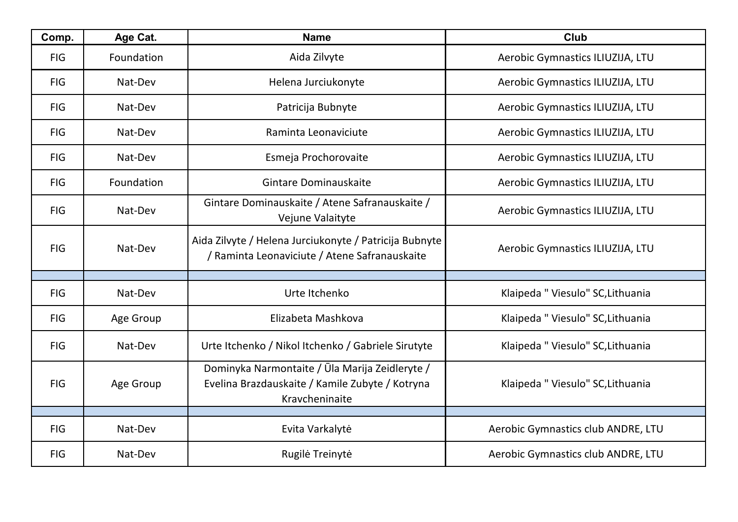| Comp. | Age Cat. | Name | Club |
|---|---|---|---|
| FIG | Foundation | Aida Zilvyte | Aerobic Gymnastics ILIUZIJA, LTU |
| FIG | Nat-Dev | Helena Jurciukonyte | Aerobic Gymnastics ILIUZIJA, LTU |
| FIG | Nat-Dev | Patricija Bubnyte | Aerobic Gymnastics ILIUZIJA, LTU |
| FIG | Nat-Dev | Raminta Leonaviciute | Aerobic Gymnastics ILIUZIJA, LTU |
| FIG | Nat-Dev | Esmeja Prochorovaite | Aerobic Gymnastics ILIUZIJA, LTU |
| FIG | Foundation | Gintare Dominauskaite | Aerobic Gymnastics ILIUZIJA, LTU |
| FIG | Nat-Dev | Gintare Dominauskaite / Atene Safranauskaite / Vejune Valaityte | Aerobic Gymnastics ILIUZIJA, LTU |
| FIG | Nat-Dev | Aida Zilvyte / Helena Jurciukonyte / Patricija Bubnyte / Raminta Leonaviciute / Atene Safranauskaite | Aerobic Gymnastics ILIUZIJA, LTU |
| | | | |
| FIG | Nat-Dev | Urte Itchenko | Klaipeda " Viesulo" SC,Lithuania |
| FIG | Age Group | Elizabeta Mashkova | Klaipeda " Viesulo" SC,Lithuania |
| FIG | Nat-Dev | Urte Itchenko / Nikol Itchenko / Gabriele Sirutyte | Klaipeda " Viesulo" SC,Lithuania |
| FIG | Age Group | Dominyka Narmontaite / Ūla Marija Zeidleryte / Evelina Brazdauskaite / Kamile Zubyte / Kotryna Kravcheninaite | Klaipeda " Viesulo" SC,Lithuania |
| | | | |
| FIG | Nat-Dev | Evita Varkalytė | Aerobic Gymnastics club ANDRE, LTU |
| FIG | Nat-Dev | Rugilė Treinytė | Aerobic Gymnastics club ANDRE, LTU |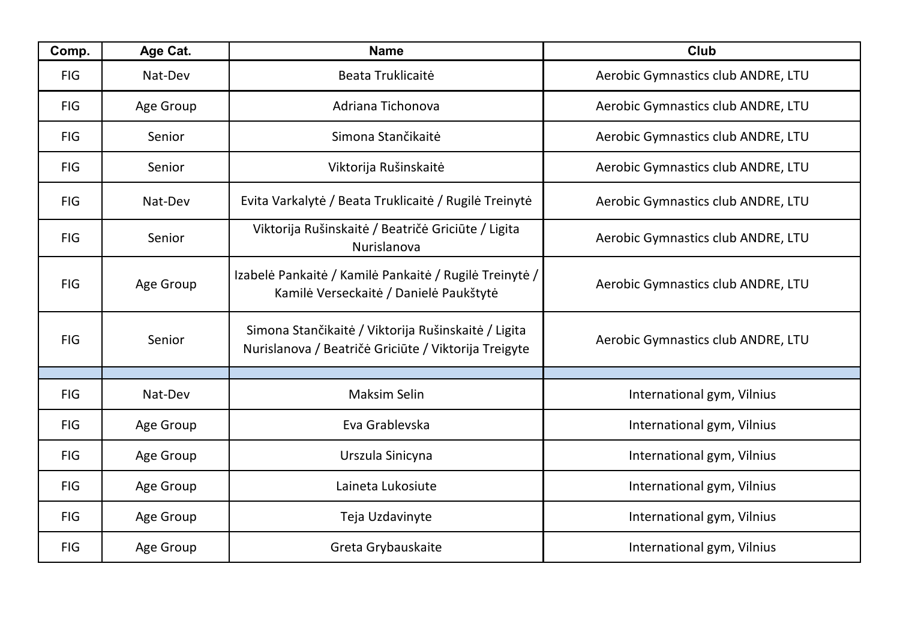| Comp. | Age Cat. | Name | Club |
|---|---|---|---|
| FIG | Nat-Dev | Beata Truklicaitė | Aerobic Gymnastics club ANDRE, LTU |
| FIG | Age Group | Adriana Tichonova | Aerobic Gymnastics club ANDRE, LTU |
| FIG | Senior | Simona Stančikaitė | Aerobic Gymnastics club ANDRE, LTU |
| FIG | Senior | Viktorija Rušinskaitė | Aerobic Gymnastics club ANDRE, LTU |
| FIG | Nat-Dev | Evita Varkalytė / Beata Truklicaitė / Rugilė Treinytė | Aerobic Gymnastics club ANDRE, LTU |
| FIG | Senior | Viktorija Rušinskaitė / Beatričė Griciūte / Ligita Nurislanova | Aerobic Gymnastics club ANDRE, LTU |
| FIG | Age Group | Izabelė Pankaitė / Kamilė Pankaitė / Rugilė Treinytė / Kamilė Verseckaitė / Danielė Paukštytė | Aerobic Gymnastics club ANDRE, LTU |
| FIG | Senior | Simona Stančikaitė / Viktorija Rušinskaitė / Ligita Nurislanova / Beatričė Griciūte / Viktorija Treigyte | Aerobic Gymnastics club ANDRE, LTU |
| | | | |
| FIG | Nat-Dev | Maksim Selin | International gym, Vilnius |
| FIG | Age Group | Eva Grablevska | International gym, Vilnius |
| FIG | Age Group | Urszula Sinicyna | International gym, Vilnius |
| FIG | Age Group | Laineta Lukosiute | International gym, Vilnius |
| FIG | Age Group | Teja Uzdavinyte | International gym, Vilnius |
| FIG | Age Group | Greta Grybauskaite | International gym, Vilnius |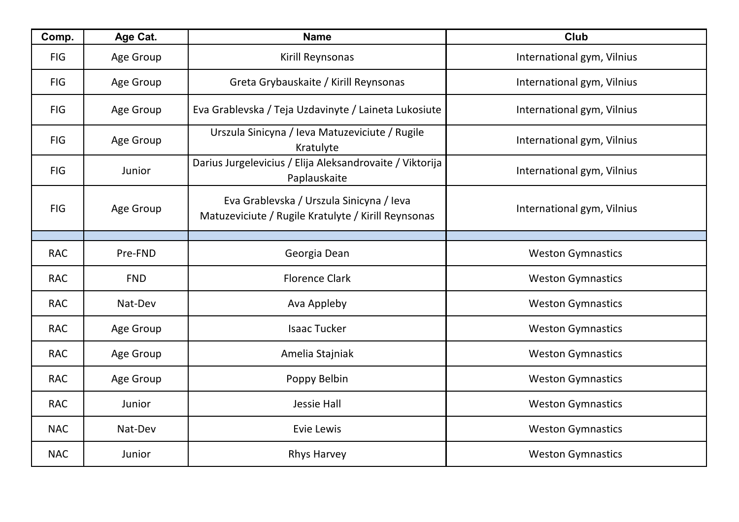| Comp. | Age Cat. | Name | Club |
|---|---|---|---|
| FIG | Age Group | Kirill Reynsonas | International gym, Vilnius |
| FIG | Age Group | Greta Grybauskaite / Kirill Reynsonas | International gym, Vilnius |
| FIG | Age Group | Eva Grablevska / Teja Uzdavinyte / Laineta Lukosiute | International gym, Vilnius |
| FIG | Age Group | Urszula Sinicyna / Ieva Matuzeviciute / Rugile Kratulyte | International gym, Vilnius |
| FIG | Junior | Darius Jurgelevicius / Elija Aleksandrovaite / Viktorija Paplauskaite | International gym, Vilnius |
| FIG | Age Group | Eva Grablevska / Urszula Sinicyna / Ieva Matuzeviciute / Rugile Kratulyte / Kirill Reynsonas | International gym, Vilnius |
| | | | |
| RAC | Pre-FND | Georgia Dean | Weston Gymnastics |
| RAC | FND | Florence Clark | Weston Gymnastics |
| RAC | Nat-Dev | Ava Appleby | Weston Gymnastics |
| RAC | Age Group | Isaac Tucker | Weston Gymnastics |
| RAC | Age Group | Amelia Stajniak | Weston Gymnastics |
| RAC | Age Group | Poppy Belbin | Weston Gymnastics |
| RAC | Junior | Jessie Hall | Weston Gymnastics |
| NAC | Nat-Dev | Evie Lewis | Weston Gymnastics |
| NAC | Junior | Rhys Harvey | Weston Gymnastics |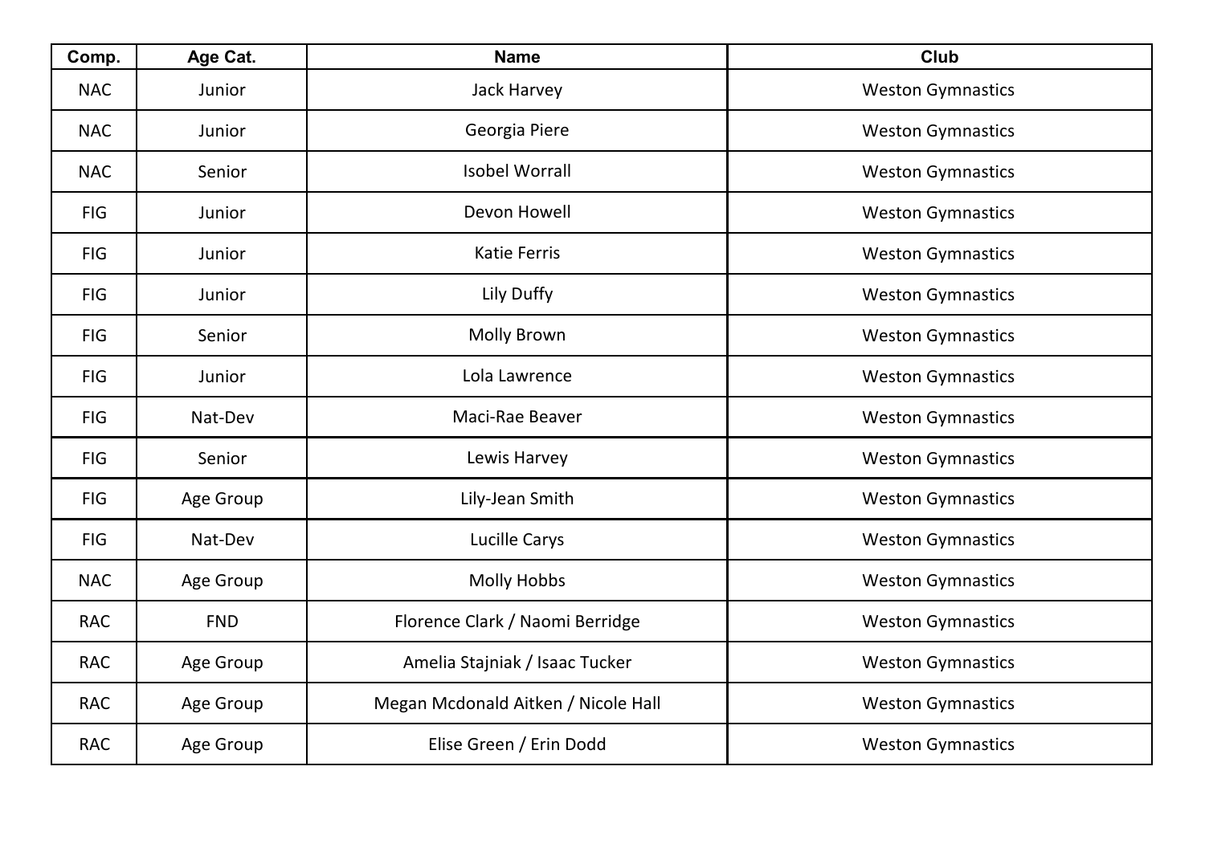| Comp. | Age Cat. | Name | Club |
|---|---|---|---|
| NAC | Junior | Jack Harvey | Weston Gymnastics |
| NAC | Junior | Georgia Piere | Weston Gymnastics |
| NAC | Senior | Isobel Worrall | Weston Gymnastics |
| FIG | Junior | Devon Howell | Weston Gymnastics |
| FIG | Junior | Katie Ferris | Weston Gymnastics |
| FIG | Junior | Lily Duffy | Weston Gymnastics |
| FIG | Senior | Molly Brown | Weston Gymnastics |
| FIG | Junior | Lola Lawrence | Weston Gymnastics |
| FIG | Nat-Dev | Maci-Rae Beaver | Weston Gymnastics |
| FIG | Senior | Lewis Harvey | Weston Gymnastics |
| FIG | Age Group | Lily-Jean Smith | Weston Gymnastics |
| FIG | Nat-Dev | Lucille Carys | Weston Gymnastics |
| NAC | Age Group | Molly Hobbs | Weston Gymnastics |
| RAC | FND | Florence Clark / Naomi Berridge | Weston Gymnastics |
| RAC | Age Group | Amelia Stajniak / Isaac Tucker | Weston Gymnastics |
| RAC | Age Group | Megan Mcdonald Aitken / Nicole Hall | Weston Gymnastics |
| RAC | Age Group | Elise Green / Erin Dodd | Weston Gymnastics |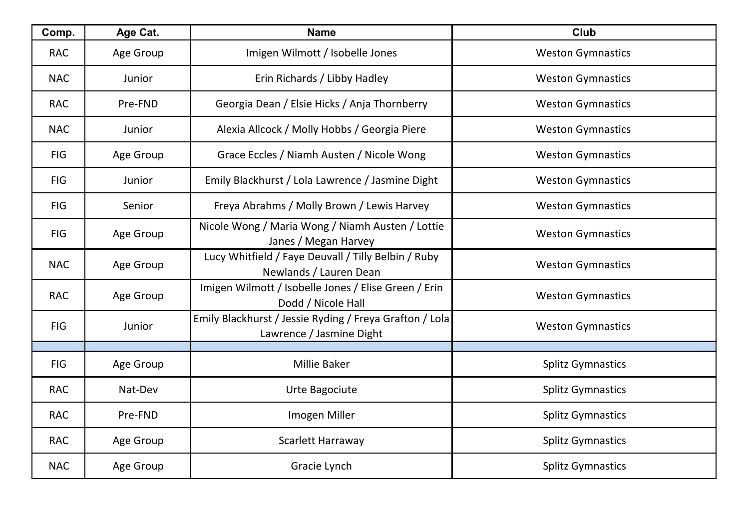| Comp. | Age Cat. | Name | Club |
|---|---|---|---|
| RAC | Age Group | Imigen Wilmott / Isobelle Jones | Weston Gymnastics |
| NAC | Junior | Erin Richards / Libby Hadley | Weston Gymnastics |
| RAC | Pre-FND | Georgia Dean / Elsie Hicks / Anja Thornberry | Weston Gymnastics |
| NAC | Junior | Alexia Allcock / Molly Hobbs / Georgia Piere | Weston Gymnastics |
| FIG | Age Group | Grace Eccles / Niamh Austen / Nicole Wong | Weston Gymnastics |
| FIG | Junior | Emily Blackhurst / Lola Lawrence / Jasmine Dight | Weston Gymnastics |
| FIG | Senior | Freya Abrahms / Molly Brown / Lewis Harvey | Weston Gymnastics |
| FIG | Age Group | Nicole Wong / Maria Wong / Niamh Austen / Lottie Janes / Megan Harvey | Weston Gymnastics |
| NAC | Age Group | Lucy Whitfield / Faye Deuvall / Tilly Belbin / Ruby Newlands / Lauren Dean | Weston Gymnastics |
| RAC | Age Group | Imigen Wilmott / Isobelle Jones / Elise Green / Erin Dodd / Nicole Hall | Weston Gymnastics |
| FIG | Junior | Emily Blackhurst / Jessie Ryding / Freya Grafton / Lola Lawrence / Jasmine Dight | Weston Gymnastics |
| | | | |
| FIG | Age Group | Millie Baker | Splitz Gymnastics |
| RAC | Nat-Dev | Urte Bagociute | Splitz Gymnastics |
| RAC | Pre-FND | Imogen Miller | Splitz Gymnastics |
| RAC | Age Group | Scarlett Harraway | Splitz Gymnastics |
| NAC | Age Group | Gracie Lynch | Splitz Gymnastics |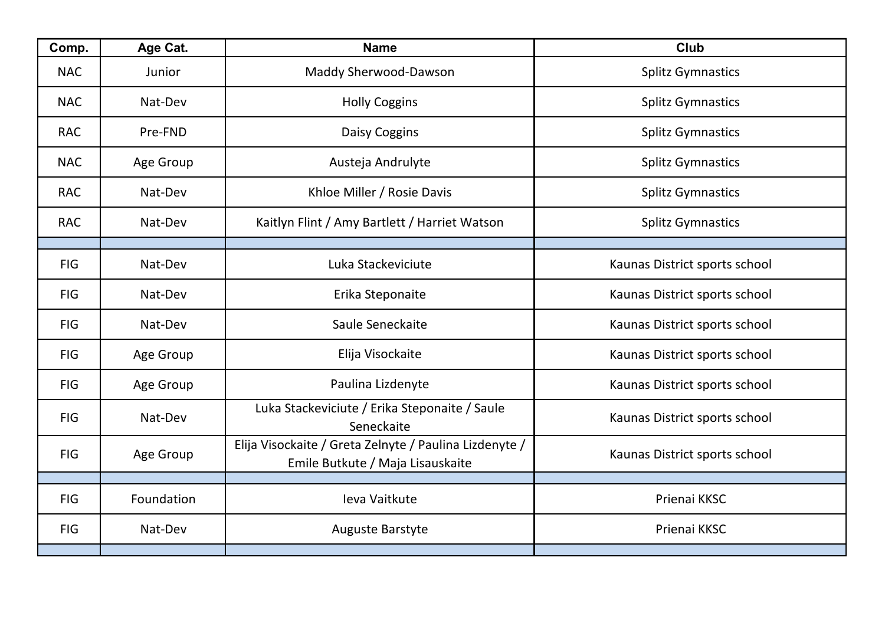| Comp. | Age Cat. | Name | Club |
| --- | --- | --- | --- |
| NAC | Junior | Maddy Sherwood-Dawson | Splitz Gymnastics |
| NAC | Nat-Dev | Holly Coggins | Splitz Gymnastics |
| RAC | Pre-FND | Daisy Coggins | Splitz Gymnastics |
| NAC | Age Group | Austeja Andrulyte | Splitz Gymnastics |
| RAC | Nat-Dev | Khloe Miller / Rosie Davis | Splitz Gymnastics |
| RAC | Nat-Dev | Kaitlyn Flint / Amy Bartlett / Harriet Watson | Splitz Gymnastics |
| | | | |
| FIG | Nat-Dev | Luka Stackeviciute | Kaunas District sports school |
| FIG | Nat-Dev | Erika Steponaite | Kaunas District sports school |
| FIG | Nat-Dev | Saule Seneckaite | Kaunas District sports school |
| FIG | Age Group | Elija Visockaite | Kaunas District sports school |
| FIG | Age Group | Paulina Lizdenyte | Kaunas District sports school |
| FIG | Nat-Dev | Luka Stackeviciute / Erika Steponaite / Saule Seneckaite | Kaunas District sports school |
| FIG | Age Group | Elija Visockaite / Greta Zelnyte / Paulina Lizdenyte / Emile Butkute / Maja Lisauskaite | Kaunas District sports school |
| | | | |
| FIG | Foundation | Ieva Vaitkute | Prienai KKSC |
| FIG | Nat-Dev | Auguste Barstyte | Prienai KKSC |
| | | | |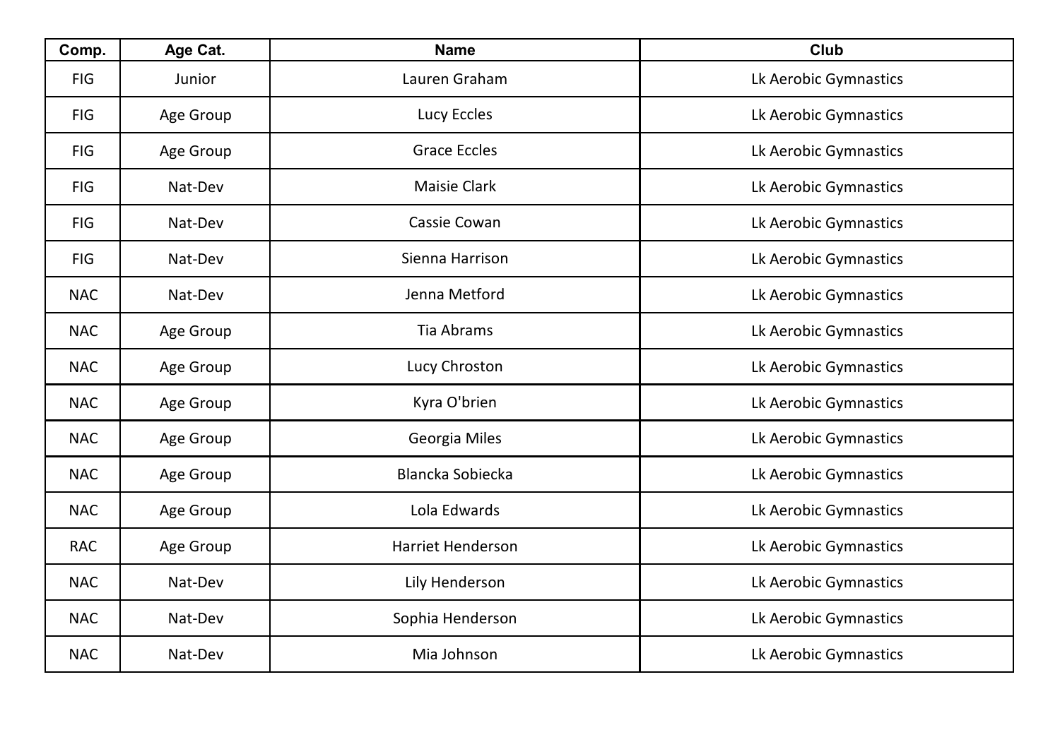| Comp. | Age Cat. | Name | Club |
|---|---|---|---|
| FIG | Junior | Lauren Graham | Lk Aerobic Gymnastics |
| FIG | Age Group | Lucy Eccles | Lk Aerobic Gymnastics |
| FIG | Age Group | Grace Eccles | Lk Aerobic Gymnastics |
| FIG | Nat-Dev | Maisie Clark | Lk Aerobic Gymnastics |
| FIG | Nat-Dev | Cassie Cowan | Lk Aerobic Gymnastics |
| FIG | Nat-Dev | Sienna Harrison | Lk Aerobic Gymnastics |
| NAC | Nat-Dev | Jenna Metford | Lk Aerobic Gymnastics |
| NAC | Age Group | Tia Abrams | Lk Aerobic Gymnastics |
| NAC | Age Group | Lucy Chroston | Lk Aerobic Gymnastics |
| NAC | Age Group | Kyra O'brien | Lk Aerobic Gymnastics |
| NAC | Age Group | Georgia Miles | Lk Aerobic Gymnastics |
| NAC | Age Group | Blancka Sobiecka | Lk Aerobic Gymnastics |
| NAC | Age Group | Lola Edwards | Lk Aerobic Gymnastics |
| RAC | Age Group | Harriet Henderson | Lk Aerobic Gymnastics |
| NAC | Nat-Dev | Lily Henderson | Lk Aerobic Gymnastics |
| NAC | Nat-Dev | Sophia Henderson | Lk Aerobic Gymnastics |
| NAC | Nat-Dev | Mia Johnson | Lk Aerobic Gymnastics |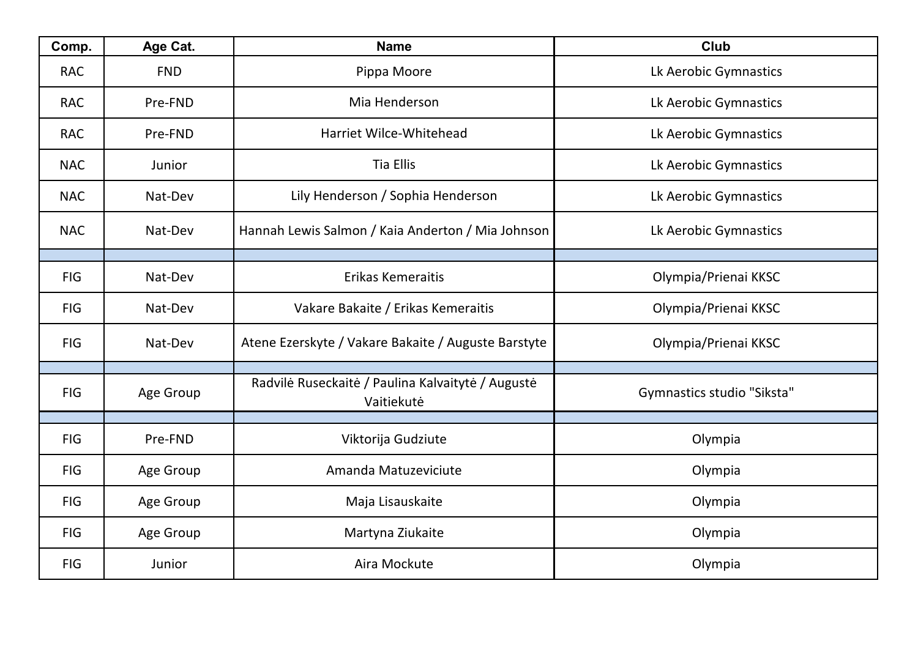| Comp. | Age Cat. | Name | Club |
|---|---|---|---|
| RAC | FND | Pippa Moore | Lk Aerobic Gymnastics |
| RAC | Pre-FND | Mia Henderson | Lk Aerobic Gymnastics |
| RAC | Pre-FND | Harriet Wilce-Whitehead | Lk Aerobic Gymnastics |
| NAC | Junior | Tia Ellis | Lk Aerobic Gymnastics |
| NAC | Nat-Dev | Lily Henderson / Sophia Henderson | Lk Aerobic Gymnastics |
| NAC | Nat-Dev | Hannah Lewis Salmon / Kaia Anderton / Mia Johnson | Lk Aerobic Gymnastics |
| | | | |
| FIG | Nat-Dev | Erikas Kemeraitis | Olympia/Prienai KKSC |
| FIG | Nat-Dev | Vakare Bakaite / Erikas Kemeraitis | Olympia/Prienai KKSC |
| FIG | Nat-Dev | Atene Ezerskyte / Vakare Bakaite / Auguste Barstyte | Olympia/Prienai KKSC |
| | | | |
| FIG | Age Group | Radvilė Ruseckaitė / Paulina Kalvaitytė / Augustė Vaitiekutė | Gymnastics studio "Siksta" |
| | | | |
| FIG | Pre-FND | Viktorija Gudziute | Olympia |
| FIG | Age Group | Amanda Matuzeviciute | Olympia |
| FIG | Age Group | Maja Lisauskaite | Olympia |
| FIG | Age Group | Martyna Ziukaite | Olympia |
| FIG | Junior | Aira Mockute | Olympia |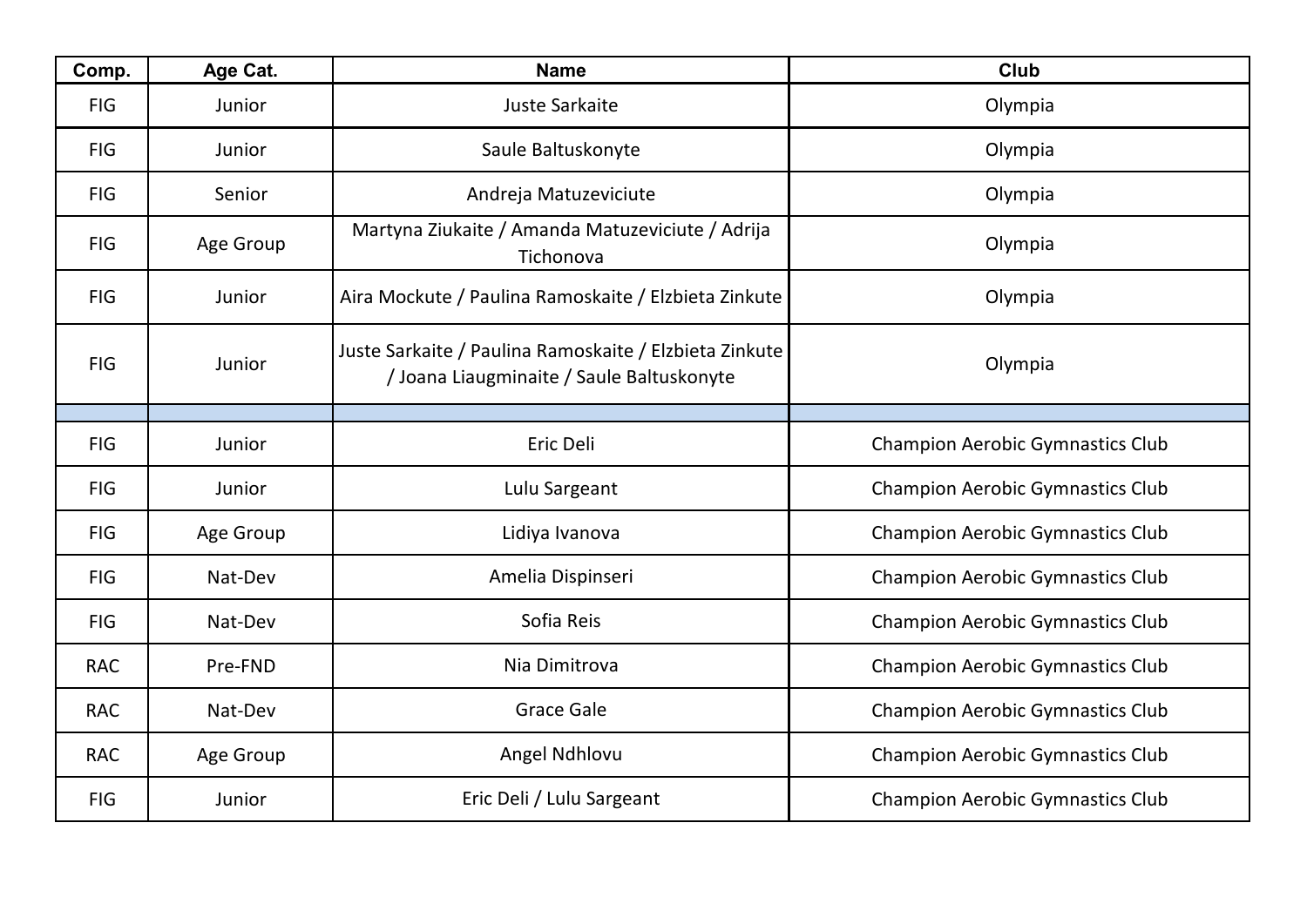| Comp. | Age Cat. | Name | Club |
| --- | --- | --- | --- |
| FIG | Junior | Juste Sarkaite | Olympia |
| FIG | Junior | Saule Baltuskonyte | Olympia |
| FIG | Senior | Andreja Matuzeviciute | Olympia |
| FIG | Age Group | Martyna Ziukaite / Amanda Matuzeviciute / Adrija Tichonova | Olympia |
| FIG | Junior | Aira Mockute / Paulina Ramoskaite / Elzbieta Zinkute | Olympia |
| FIG | Junior | Juste Sarkaite / Paulina Ramoskaite / Elzbieta Zinkute / Joana Liaugminaite / Saule Baltuskonyte | Olympia |
| | | | |
| FIG | Junior | Eric Deli | Champion Aerobic Gymnastics Club |
| FIG | Junior | Lulu Sargeant | Champion Aerobic Gymnastics Club |
| FIG | Age Group | Lidiya Ivanova | Champion Aerobic Gymnastics Club |
| FIG | Nat-Dev | Amelia Dispinseri | Champion Aerobic Gymnastics Club |
| FIG | Nat-Dev | Sofia Reis | Champion Aerobic Gymnastics Club |
| RAC | Pre-FND | Nia Dimitrova | Champion Aerobic Gymnastics Club |
| RAC | Nat-Dev | Grace Gale | Champion Aerobic Gymnastics Club |
| RAC | Age Group | Angel Ndhlovu | Champion Aerobic Gymnastics Club |
| FIG | Junior | Eric Deli / Lulu Sargeant | Champion Aerobic Gymnastics Club |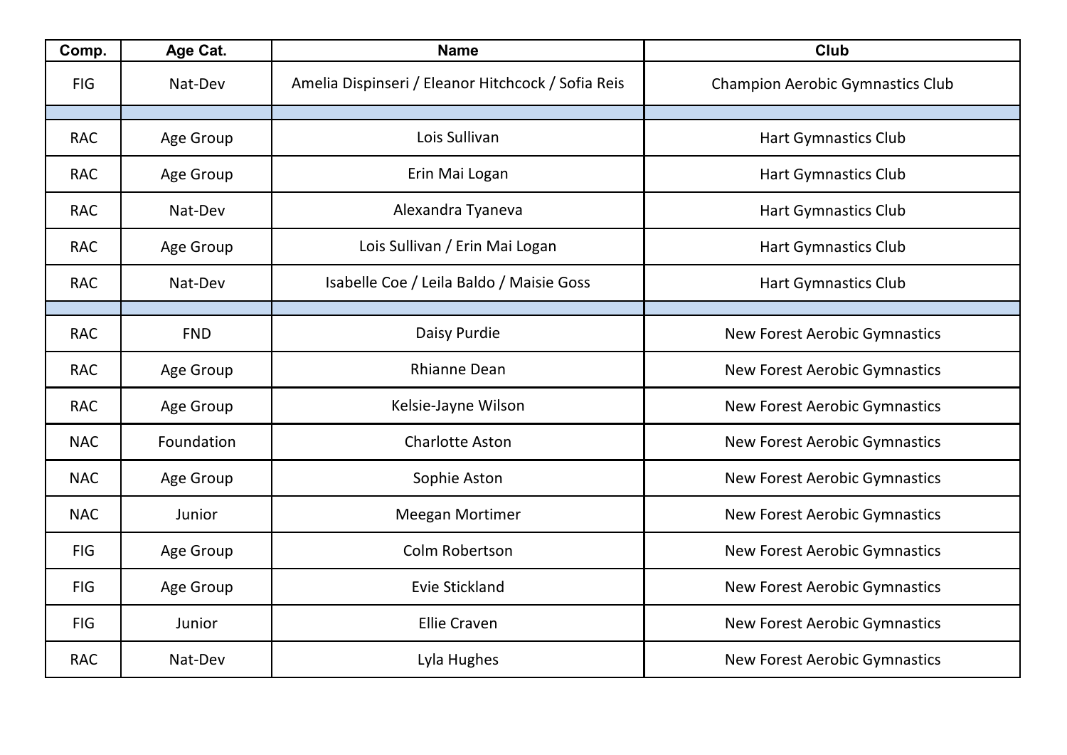| Comp. | Age Cat. | Name | Club |
|---|---|---|---|
| FIG | Nat-Dev | Amelia Dispinseri / Eleanor Hitchcock / Sofia Reis | Champion Aerobic Gymnastics Club |
| | | | |
| RAC | Age Group | Lois Sullivan | Hart Gymnastics Club |
| RAC | Age Group | Erin Mai Logan | Hart Gymnastics Club |
| RAC | Nat-Dev | Alexandra Tyaneva | Hart Gymnastics Club |
| RAC | Age Group | Lois Sullivan / Erin Mai Logan | Hart Gymnastics Club |
| RAC | Nat-Dev | Isabelle Coe / Leila Baldo / Maisie Goss | Hart Gymnastics Club |
| | | | |
| RAC | FND | Daisy Purdie | New Forest Aerobic Gymnastics |
| RAC | Age Group | Rhianne Dean | New Forest Aerobic Gymnastics |
| RAC | Age Group | Kelsie-Jayne Wilson | New Forest Aerobic Gymnastics |
| NAC | Foundation | Charlotte Aston | New Forest Aerobic Gymnastics |
| NAC | Age Group | Sophie Aston | New Forest Aerobic Gymnastics |
| NAC | Junior | Meegan Mortimer | New Forest Aerobic Gymnastics |
| FIG | Age Group | Colm Robertson | New Forest Aerobic Gymnastics |
| FIG | Age Group | Evie Stickland | New Forest Aerobic Gymnastics |
| FIG | Junior | Ellie Craven | New Forest Aerobic Gymnastics |
| RAC | Nat-Dev | Lyla Hughes | New Forest Aerobic Gymnastics |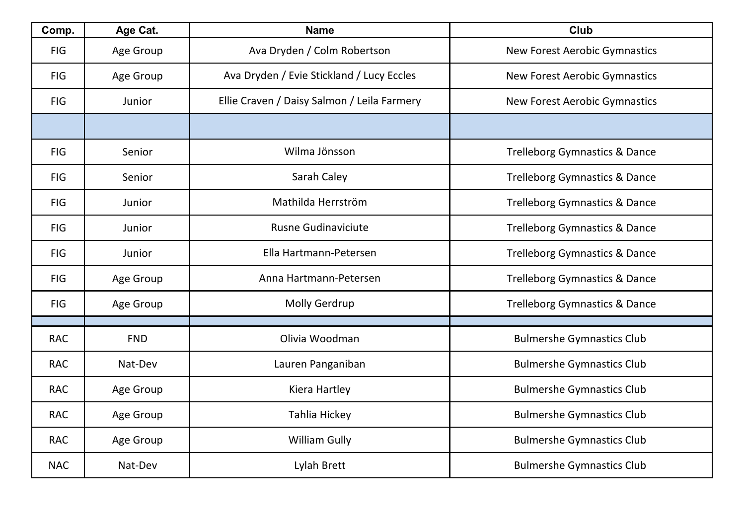| Comp. | Age Cat. | Name | Club |
|---|---|---|---|
| FIG | Age Group | Ava Dryden / Colm Robertson | New Forest Aerobic Gymnastics |
| FIG | Age Group | Ava Dryden / Evie Stickland / Lucy Eccles | New Forest Aerobic Gymnastics |
| FIG | Junior | Ellie Craven / Daisy Salmon / Leila Farmery | New Forest Aerobic Gymnastics |
| | | | |
| FIG | Senior | Wilma Jönsson | Trelleborg Gymnastics & Dance |
| FIG | Senior | Sarah Caley | Trelleborg Gymnastics & Dance |
| FIG | Junior | Mathilda Herrström | Trelleborg Gymnastics & Dance |
| FIG | Junior | Rusne Gudinaviciute | Trelleborg Gymnastics & Dance |
| FIG | Junior | Ella Hartmann-Petersen | Trelleborg Gymnastics & Dance |
| FIG | Age Group | Anna Hartmann-Petersen | Trelleborg Gymnastics & Dance |
| FIG | Age Group | Molly Gerdrup | Trelleborg Gymnastics & Dance |
| | | | |
| RAC | FND | Olivia Woodman | Bulmershe Gymnastics Club |
| RAC | Nat-Dev | Lauren Panganiban | Bulmershe Gymnastics Club |
| RAC | Age Group | Kiera Hartley | Bulmershe Gymnastics Club |
| RAC | Age Group | Tahlia Hickey | Bulmershe Gymnastics Club |
| RAC | Age Group | William Gully | Bulmershe Gymnastics Club |
| NAC | Nat-Dev | Lylah Brett | Bulmershe Gymnastics Club |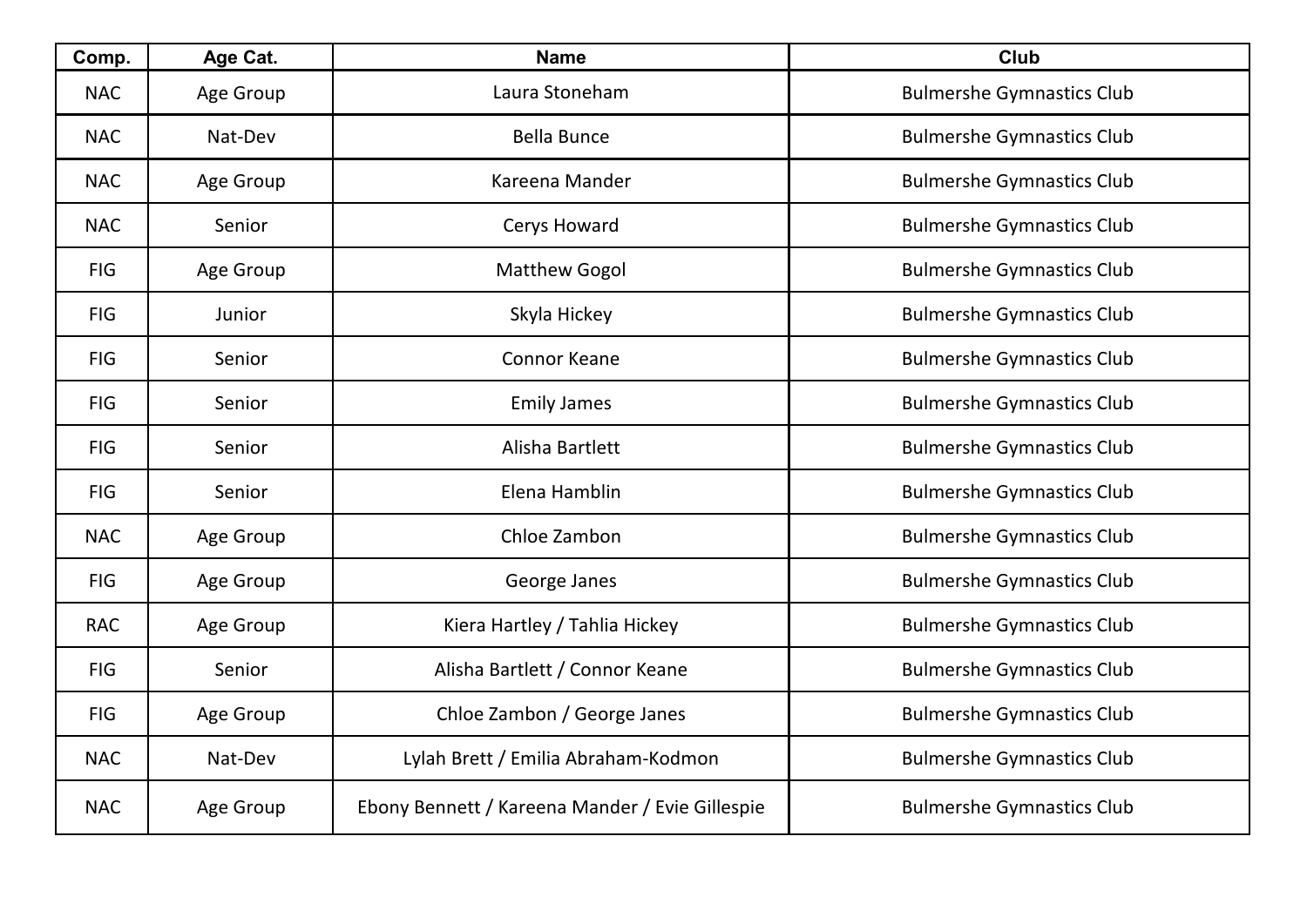| Comp. | Age Cat. | Name | Club |
|---|---|---|---|
| NAC | Age Group | Laura Stoneham | Bulmershe Gymnastics Club |
| NAC | Nat-Dev | Bella Bunce | Bulmershe Gymnastics Club |
| NAC | Age Group | Kareena Mander | Bulmershe Gymnastics Club |
| NAC | Senior | Cerys Howard | Bulmershe Gymnastics Club |
| FIG | Age Group | Matthew Gogol | Bulmershe Gymnastics Club |
| FIG | Junior | Skyla Hickey | Bulmershe Gymnastics Club |
| FIG | Senior | Connor Keane | Bulmershe Gymnastics Club |
| FIG | Senior | Emily James | Bulmershe Gymnastics Club |
| FIG | Senior | Alisha Bartlett | Bulmershe Gymnastics Club |
| FIG | Senior | Elena Hamblin | Bulmershe Gymnastics Club |
| NAC | Age Group | Chloe Zambon | Bulmershe Gymnastics Club |
| FIG | Age Group | George Janes | Bulmershe Gymnastics Club |
| RAC | Age Group | Kiera Hartley / Tahlia Hickey | Bulmershe Gymnastics Club |
| FIG | Senior | Alisha Bartlett / Connor Keane | Bulmershe Gymnastics Club |
| FIG | Age Group | Chloe Zambon / George Janes | Bulmershe Gymnastics Club |
| NAC | Nat-Dev | Lylah Brett / Emilia Abraham-Kodmon | Bulmershe Gymnastics Club |
| NAC | Age Group | Ebony Bennett / Kareena Mander / Evie Gillespie | Bulmershe Gymnastics Club |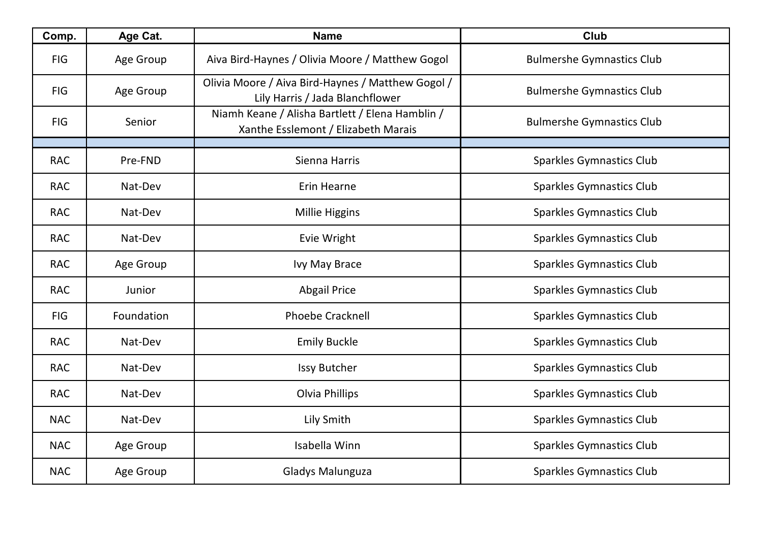| Comp. | Age Cat. | Name | Club |
|---|---|---|---|
| FIG | Age Group | Aiva Bird-Haynes / Olivia Moore / Matthew Gogol | Bulmershe Gymnastics Club |
| FIG | Age Group | Olivia Moore / Aiva Bird-Haynes / Matthew Gogol / Lily Harris / Jada Blanchflower | Bulmershe Gymnastics Club |
| FIG | Senior | Niamh Keane / Alisha Bartlett / Elena Hamblin / Xanthe Esslemont / Elizabeth Marais | Bulmershe Gymnastics Club |
| | | | |
| RAC | Pre-FND | Sienna Harris | Sparkles Gymnastics Club |
| RAC | Nat-Dev | Erin Hearne | Sparkles Gymnastics Club |
| RAC | Nat-Dev | Millie Higgins | Sparkles Gymnastics Club |
| RAC | Nat-Dev | Evie Wright | Sparkles Gymnastics Club |
| RAC | Age Group | Ivy May Brace | Sparkles Gymnastics Club |
| RAC | Junior | Abgail Price | Sparkles Gymnastics Club |
| FIG | Foundation | Phoebe Cracknell | Sparkles Gymnastics Club |
| RAC | Nat-Dev | Emily Buckle | Sparkles Gymnastics Club |
| RAC | Nat-Dev | Issy Butcher | Sparkles Gymnastics Club |
| RAC | Nat-Dev | Olvia Phillips | Sparkles Gymnastics Club |
| NAC | Nat-Dev | Lily Smith | Sparkles Gymnastics Club |
| NAC | Age Group | Isabella Winn | Sparkles Gymnastics Club |
| NAC | Age Group | Gladys Malunguza | Sparkles Gymnastics Club |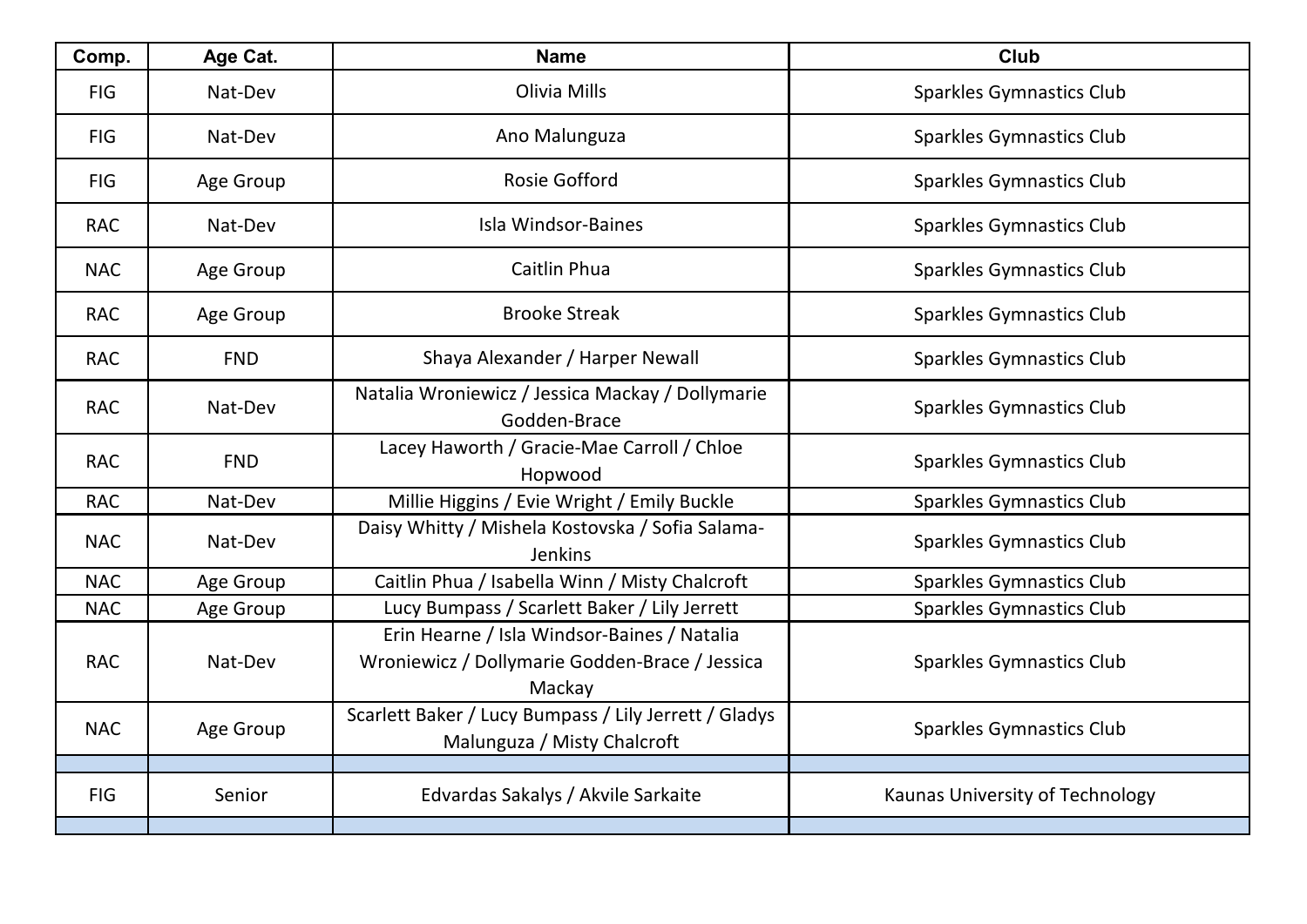| Comp. | Age Cat. | Name | Club |
|---|---|---|---|
| FIG | Nat-Dev | Olivia Mills | Sparkles Gymnastics Club |
| FIG | Nat-Dev | Ano Malunguza | Sparkles Gymnastics Club |
| FIG | Age Group | Rosie Gofford | Sparkles Gymnastics Club |
| RAC | Nat-Dev | Isla Windsor-Baines | Sparkles Gymnastics Club |
| NAC | Age Group | Caitlin Phua | Sparkles Gymnastics Club |
| RAC | Age Group | Brooke Streak | Sparkles Gymnastics Club |
| RAC | FND | Shaya Alexander / Harper Newall | Sparkles Gymnastics Club |
| RAC | Nat-Dev | Natalia Wroniewicz / Jessica Mackay / Dollymarie Godden-Brace | Sparkles Gymnastics Club |
| RAC | FND | Lacey Haworth / Gracie-Mae Carroll / Chloe Hopwood | Sparkles Gymnastics Club |
| RAC | Nat-Dev | Millie Higgins / Evie Wright / Emily Buckle | Sparkles Gymnastics Club |
| NAC | Nat-Dev | Daisy Whitty / Mishela Kostovska / Sofia Salama-Jenkins | Sparkles Gymnastics Club |
| NAC | Age Group | Caitlin Phua / Isabella Winn / Misty Chalcroft | Sparkles Gymnastics Club |
| NAC | Age Group | Lucy Bumpass / Scarlett Baker / Lily Jerrett | Sparkles Gymnastics Club |
| RAC | Nat-Dev | Erin Hearne / Isla Windsor-Baines / Natalia Wroniewicz / Dollymarie Godden-Brace / Jessica Mackay | Sparkles Gymnastics Club |
| NAC | Age Group | Scarlett Baker / Lucy Bumpass / Lily Jerrett / Gladys Malunguza / Misty Chalcroft | Sparkles Gymnastics Club |
| | | | |
| FIG | Senior | Edvardas Sakalys / Akvile Sarkaite | Kaunas University of Technology |
| | | | |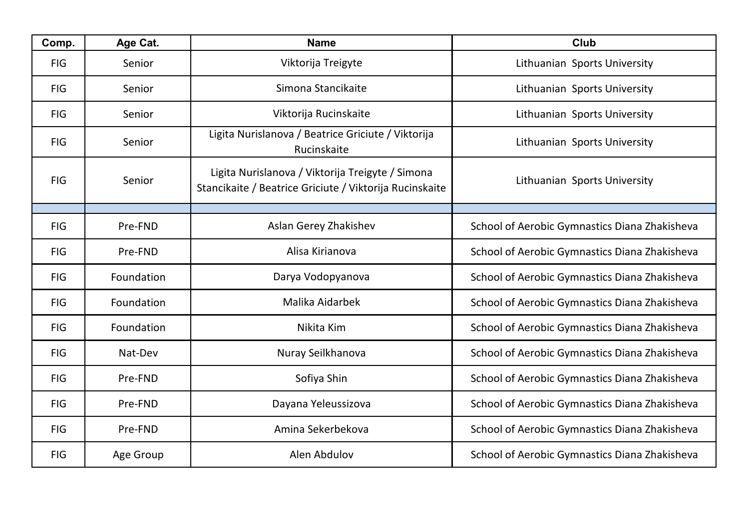| Comp. | Age Cat. | Name | Club |
|---|---|---|---|
| FIG | Senior | Viktorija Treigyte | Lithuanian  Sports University |
| FIG | Senior | Simona Stancikaite | Lithuanian  Sports University |
| FIG | Senior | Viktorija Rucinskaite | Lithuanian  Sports University |
| FIG | Senior | Ligita Nurislanova / Beatrice Griciute / Viktorija Rucinskaite | Lithuanian  Sports University |
| FIG | Senior | Ligita Nurislanova / Viktorija Treigyte / Simona Stancikaite / Beatrice Griciute / Viktorija Rucinskaite | Lithuanian  Sports University |
| | | | |
| FIG | Pre-FND | Aslan Gerey Zhakishev | School of Aerobic Gymnastics Diana Zhakisheva |
| FIG | Pre-FND | Alisa Kirianova | School of Aerobic Gymnastics Diana Zhakisheva |
| FIG | Foundation | Darya Vodopyanova | School of Aerobic Gymnastics Diana Zhakisheva |
| FIG | Foundation | Malika Aidarbek | School of Aerobic Gymnastics Diana Zhakisheva |
| FIG | Foundation | Nikita Kim | School of Aerobic Gymnastics Diana Zhakisheva |
| FIG | Nat-Dev | Nuray Seilkhanova | School of Aerobic Gymnastics Diana Zhakisheva |
| FIG | Pre-FND | Sofiya Shin | School of Aerobic Gymnastics Diana Zhakisheva |
| FIG | Pre-FND | Dayana Yeleussizova | School of Aerobic Gymnastics Diana Zhakisheva |
| FIG | Pre-FND | Amina Sekerbekova | School of Aerobic Gymnastics Diana Zhakisheva |
| FIG | Age Group | Alen Abdulov | School of Aerobic Gymnastics Diana Zhakisheva |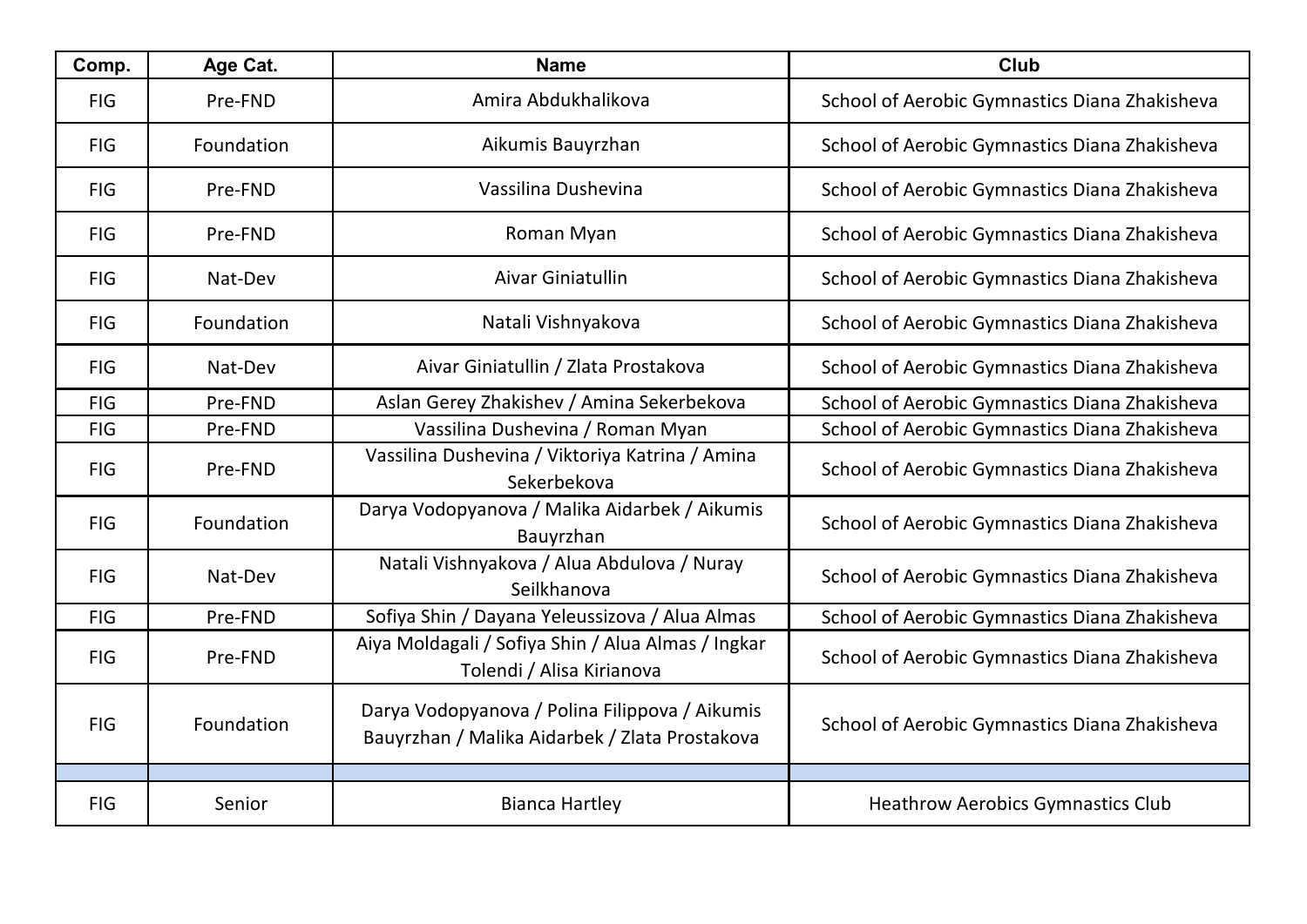| Comp. | Age Cat. | Name | Club |
|---|---|---|---|
| FIG | Pre-FND | Amira Abdukhalikova | School of Aerobic Gymnastics Diana Zhakisheva |
| FIG | Foundation | Aikumis Bauyrzhan | School of Aerobic Gymnastics Diana Zhakisheva |
| FIG | Pre-FND | Vassilina Dushevina | School of Aerobic Gymnastics Diana Zhakisheva |
| FIG | Pre-FND | Roman Myan | School of Aerobic Gymnastics Diana Zhakisheva |
| FIG | Nat-Dev | Aivar Giniatullin | School of Aerobic Gymnastics Diana Zhakisheva |
| FIG | Foundation | Natali Vishnyakova | School of Aerobic Gymnastics Diana Zhakisheva |
| FIG | Nat-Dev | Aivar Giniatullin / Zlata Prostakova | School of Aerobic Gymnastics Diana Zhakisheva |
| FIG | Pre-FND | Aslan Gerey Zhakishev / Amina Sekerbekova | School of Aerobic Gymnastics Diana Zhakisheva |
| FIG | Pre-FND | Vassilina Dushevina / Roman Myan | School of Aerobic Gymnastics Diana Zhakisheva |
| FIG | Pre-FND | Vassilina Dushevina / Viktoriya Katrina / Amina Sekerbekova | School of Aerobic Gymnastics Diana Zhakisheva |
| FIG | Foundation | Darya Vodopyanova / Malika Aidarbek / Aikumis Bauyrzhan | School of Aerobic Gymnastics Diana Zhakisheva |
| FIG | Nat-Dev | Natali Vishnyakova / Alua Abdulova / Nuray Seilkhanova | School of Aerobic Gymnastics Diana Zhakisheva |
| FIG | Pre-FND | Sofiya Shin / Dayana Yeleussizova / Alua Almas | School of Aerobic Gymnastics Diana Zhakisheva |
| FIG | Pre-FND | Aiya Moldagali / Sofiya Shin / Alua Almas / Ingkar Tolendi / Alisa Kirianova | School of Aerobic Gymnastics Diana Zhakisheva |
| FIG | Foundation | Darya Vodopyanova / Polina Filippova / Aikumis Bauyrzhan / Malika Aidarbek / Zlata Prostakova | School of Aerobic Gymnastics Diana Zhakisheva |
| | | | |
| FIG | Senior | Bianca Hartley | Heathrow Aerobics Gymnastics Club |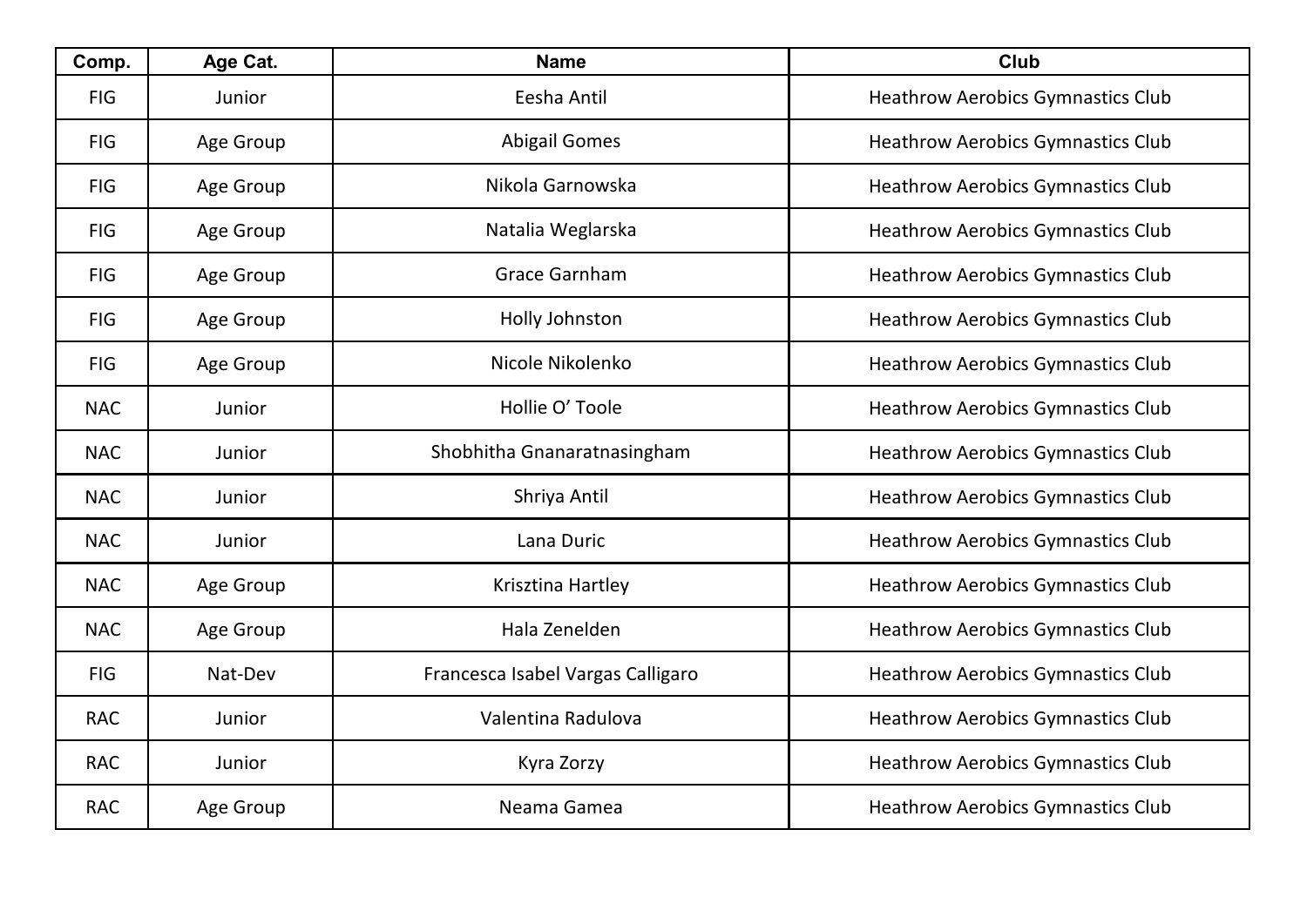| Comp. | Age Cat. | Name | Club |
|---|---|---|---|
| FIG | Junior | Eesha Antil | Heathrow Aerobics Gymnastics Club |
| FIG | Age Group | Abigail Gomes | Heathrow Aerobics Gymnastics Club |
| FIG | Age Group | Nikola Garnowska | Heathrow Aerobics Gymnastics Club |
| FIG | Age Group | Natalia Weglarska | Heathrow Aerobics Gymnastics Club |
| FIG | Age Group | Grace Garnham | Heathrow Aerobics Gymnastics Club |
| FIG | Age Group | Holly Johnston | Heathrow Aerobics Gymnastics Club |
| FIG | Age Group | Nicole Nikolenko | Heathrow Aerobics Gymnastics Club |
| NAC | Junior | Hollie O' Toole | Heathrow Aerobics Gymnastics Club |
| NAC | Junior | Shobhitha Gnanaratnasingham | Heathrow Aerobics Gymnastics Club |
| NAC | Junior | Shriya Antil | Heathrow Aerobics Gymnastics Club |
| NAC | Junior | Lana Duric | Heathrow Aerobics Gymnastics Club |
| NAC | Age Group | Krisztina Hartley | Heathrow Aerobics Gymnastics Club |
| NAC | Age Group | Hala Zenelden | Heathrow Aerobics Gymnastics Club |
| FIG | Nat-Dev | Francesca Isabel Vargas Calligaro | Heathrow Aerobics Gymnastics Club |
| RAC | Junior | Valentina Radulova | Heathrow Aerobics Gymnastics Club |
| RAC | Junior | Kyra Zorzy | Heathrow Aerobics Gymnastics Club |
| RAC | Age Group | Neama Gamea | Heathrow Aerobics Gymnastics Club |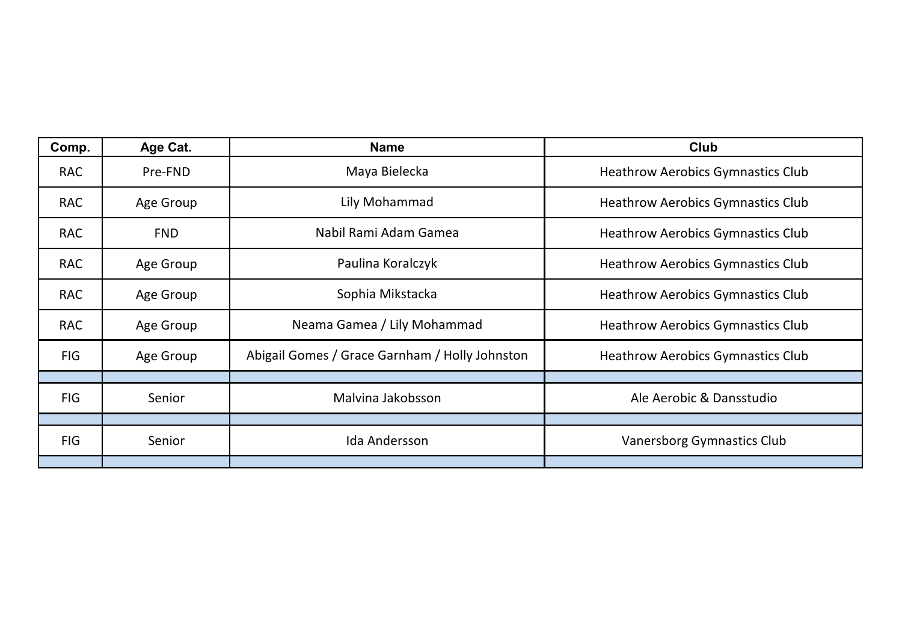| Comp. | Age Cat. | Name | Club |
|---|---|---|---|
| RAC | Pre-FND | Maya Bielecka | Heathrow Aerobics Gymnastics Club |
| RAC | Age Group | Lily Mohammad | Heathrow Aerobics Gymnastics Club |
| RAC | FND | Nabil Rami Adam Gamea | Heathrow Aerobics Gymnastics Club |
| RAC | Age Group | Paulina Koralczyk | Heathrow Aerobics Gymnastics Club |
| RAC | Age Group | Sophia Mikstacka | Heathrow Aerobics Gymnastics Club |
| RAC | Age Group | Neama Gamea / Lily Mohammad | Heathrow Aerobics Gymnastics Club |
| FIG | Age Group | Abigail Gomes / Grace Garnham / Holly Johnston | Heathrow Aerobics Gymnastics Club |
| | | | |
| FIG | Senior | Malvina Jakobsson | Ale Aerobic & Dansstudio |
| | | | |
| FIG | Senior | Ida Andersson | Vanersborg Gymnastics Club |
| | | | |